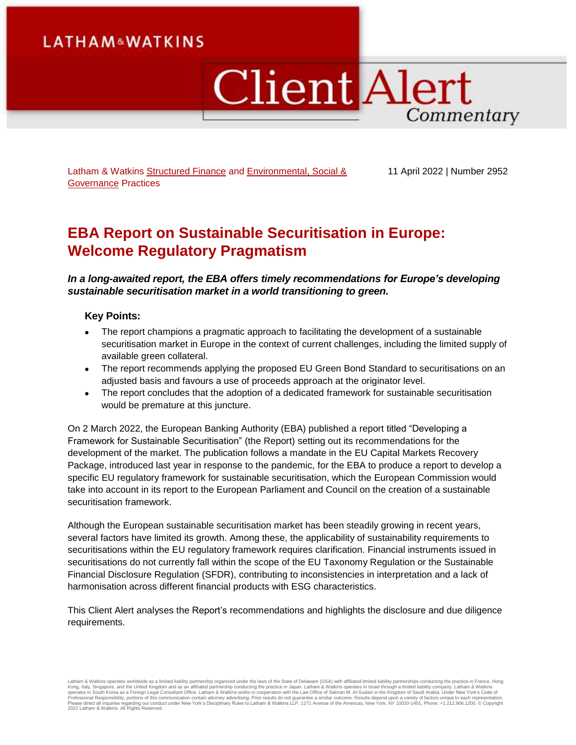Latham & Watkins Structured Finance and Environmental, Social & Governance Practices

11 April 2022 | Number 2952

# EBA Report on Sustainable Securitisation in Europe: Welcome Regulatory Pragmatism

***In a long-awaited report, the EBA offers timely recommendations for Europe's developing sustainable securitisation market in a world transitioning to green.***

**Key Points:**

- The report champions a pragmatic approach to facilitating the development of a sustainable securitisation market in Europe in the context of current challenges, including the limited supply of available green collateral.
- The report recommends applying the proposed EU Green Bond Standard to securitisations on an adjusted basis and favours a use of proceeds approach at the originator level.
- The report concludes that the adoption of a dedicated framework for sustainable securitisation would be premature at this juncture.

On 2 March 2022, the European Banking Authority (EBA) published a report titled "Developing a Framework for Sustainable Securitisation" (the Report) setting out its recommendations for the development of the market. The publication follows a mandate in the EU Capital Markets Recovery Package, introduced last year in response to the pandemic, for the EBA to produce a report to develop a specific EU regulatory framework for sustainable securitisation, which the European Commission would take into account in its report to the European Parliament and Council on the creation of a sustainable securitisation framework.

Although the European sustainable securitisation market has been steadily growing in recent years, several factors have limited its growth. Among these, the applicability of sustainability requirements to securitisations within the EU regulatory framework requires clarification. Financial instruments issued in securitisations do not currently fall within the scope of the EU Taxonomy Regulation or the Sustainable Financial Disclosure Regulation (SFDR), contributing to inconsistencies in interpretation and a lack of harmonisation across different financial products with ESG characteristics.

This Client Alert analyses the Report's recommendations and highlights the disclosure and due diligence requirements.

Latham & Watkins operates worldwide as a limited liability partnership organized under the laws of the State of Delaware (USA) with affiliated limited liability partnerships conducting the practice in France, Hong Kong, Italy, Singapore, and the United Kingdom and as an affiliated partnership conducting the practice in Japan. Latham & Watkins operates in Israel through a limited liability company. Latham & Watkins operates in South Korea as a Foreign Legal Consultant Office. Latham & Watkins works in cooperation with the Law Office of Salman M. Al-Sudairi in the Kingdom of Saudi Arabia. Under New York's Code of Professional Responsibility, portions of this communication contain attorney advertising. Prior results do not guarantee a similar outcome. Results depend upon a variety of factors unique to each representation. Please direct all inquiries regarding our conduct under New York's Disciplinary Rules to Latham & Watkins LLP, 1271 Avenue of the Americas, New York, NY 10020-1401, Phone: +1.212.906.1200. © Copyright 2022 Latham & Watkins. All Rights Reserved.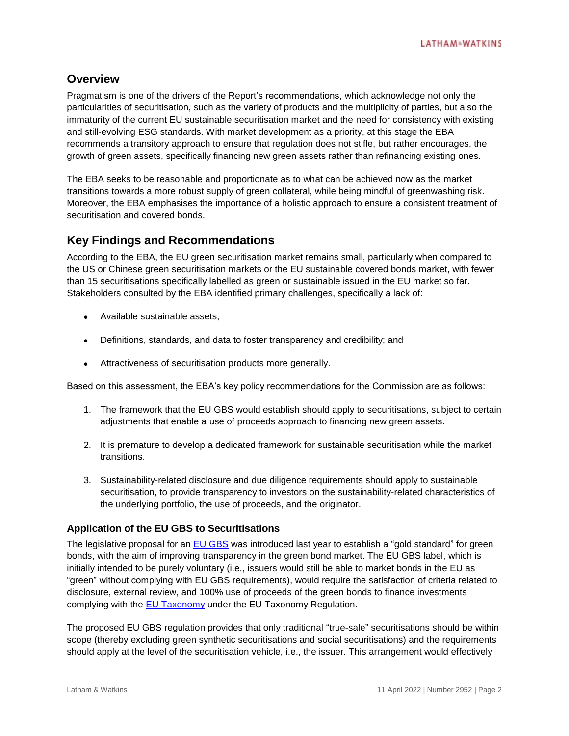## Overview

Pragmatism is one of the drivers of the Report's recommendations, which acknowledge not only the particularities of securitisation, such as the variety of products and the multiplicity of parties, but also the immaturity of the current EU sustainable securitisation market and the need for consistency with existing and still-evolving ESG standards. With market development as a priority, at this stage the EBA recommends a transitory approach to ensure that regulation does not stifle, but rather encourages, the growth of green assets, specifically financing new green assets rather than refinancing existing ones.

The EBA seeks to be reasonable and proportionate as to what can be achieved now as the market transitions towards a more robust supply of green collateral, while being mindful of greenwashing risk. Moreover, the EBA emphasises the importance of a holistic approach to ensure a consistent treatment of securitisation and covered bonds.

## Key Findings and Recommendations

According to the EBA, the EU green securitisation market remains small, particularly when compared to the US or Chinese green securitisation markets or the EU sustainable covered bonds market, with fewer than 15 securitisations specifically labelled as green or sustainable issued in the EU market so far. Stakeholders consulted by the EBA identified primary challenges, specifically a lack of:

- Available sustainable assets;
- Definitions, standards, and data to foster transparency and credibility; and
- Attractiveness of securitisation products more generally.

Based on this assessment, the EBA's key policy recommendations for the Commission are as follows:

1. The framework that the EU GBS would establish should apply to securitisations, subject to certain adjustments that enable a use of proceeds approach to financing new green assets.
2. It is premature to develop a dedicated framework for sustainable securitisation while the market transitions.
3. Sustainability-related disclosure and due diligence requirements should apply to sustainable securitisation, to provide transparency to investors on the sustainability-related characteristics of the underlying portfolio, the use of proceeds, and the originator.

### Application of the EU GBS to Securitisations

The legislative proposal for an EU GBS was introduced last year to establish a "gold standard" for green bonds, with the aim of improving transparency in the green bond market. The EU GBS label, which is initially intended to be purely voluntary (i.e., issuers would still be able to market bonds in the EU as "green" without complying with EU GBS requirements), would require the satisfaction of criteria related to disclosure, external review, and 100% use of proceeds of the green bonds to finance investments complying with the EU Taxonomy under the EU Taxonomy Regulation.

The proposed EU GBS regulation provides that only traditional "true-sale" securitisations should be within scope (thereby excluding green synthetic securitisations and social securitisations) and the requirements should apply at the level of the securitisation vehicle, i.e., the issuer. This arrangement would effectively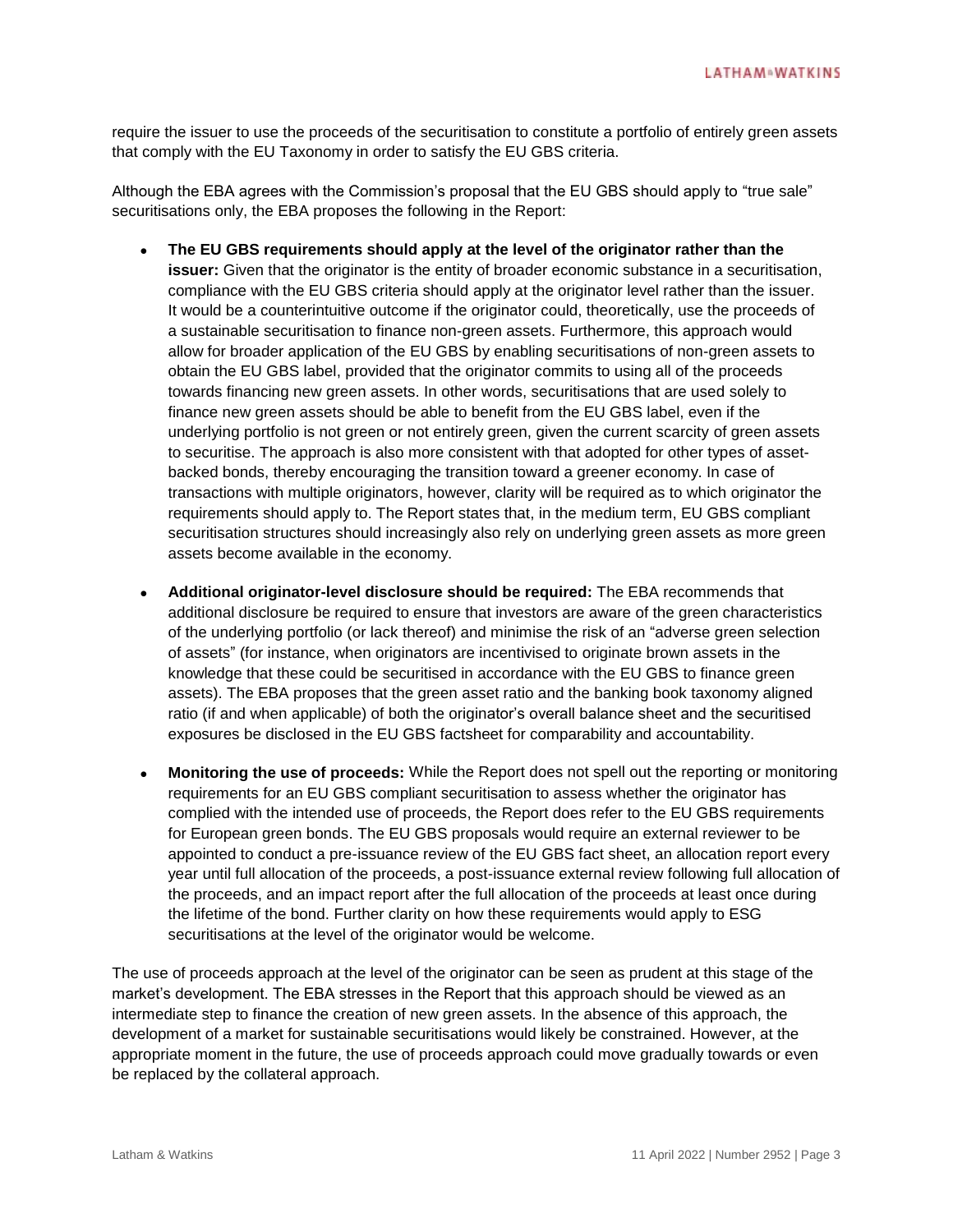require the issuer to use the proceeds of the securitisation to constitute a portfolio of entirely green assets that comply with the EU Taxonomy in order to satisfy the EU GBS criteria.

Although the EBA agrees with the Commission's proposal that the EU GBS should apply to "true sale" securitisations only, the EBA proposes the following in the Report:

- **The EU GBS requirements should apply at the level of the originator rather than the issuer:** Given that the originator is the entity of broader economic substance in a securitisation, compliance with the EU GBS criteria should apply at the originator level rather than the issuer. It would be a counterintuitive outcome if the originator could, theoretically, use the proceeds of a sustainable securitisation to finance non-green assets. Furthermore, this approach would allow for broader application of the EU GBS by enabling securitisations of non-green assets to obtain the EU GBS label, provided that the originator commits to using all of the proceeds towards financing new green assets. In other words, securitisations that are used solely to finance new green assets should be able to benefit from the EU GBS label, even if the underlying portfolio is not green or not entirely green, given the current scarcity of green assets to securitise. The approach is also more consistent with that adopted for other types of asset-backed bonds, thereby encouraging the transition toward a greener economy. In case of transactions with multiple originators, however, clarity will be required as to which originator the requirements should apply to. The Report states that, in the medium term, EU GBS compliant securitisation structures should increasingly also rely on underlying green assets as more green assets become available in the economy.

- **Additional originator-level disclosure should be required:** The EBA recommends that additional disclosure be required to ensure that investors are aware of the green characteristics of the underlying portfolio (or lack thereof) and minimise the risk of an "adverse green selection of assets" (for instance, when originators are incentivised to originate brown assets in the knowledge that these could be securitised in accordance with the EU GBS to finance green assets). The EBA proposes that the green asset ratio and the banking book taxonomy aligned ratio (if and when applicable) of both the originator's overall balance sheet and the securitised exposures be disclosed in the EU GBS factsheet for comparability and accountability.

- **Monitoring the use of proceeds:** While the Report does not spell out the reporting or monitoring requirements for an EU GBS compliant securitisation to assess whether the originator has complied with the intended use of proceeds, the Report does refer to the EU GBS requirements for European green bonds. The EU GBS proposals would require an external reviewer to be appointed to conduct a pre-issuance review of the EU GBS fact sheet, an allocation report every year until full allocation of the proceeds, a post-issuance external review following full allocation of the proceeds, and an impact report after the full allocation of the proceeds at least once during the lifetime of the bond. Further clarity on how these requirements would apply to ESG securitisations at the level of the originator would be welcome.

The use of proceeds approach at the level of the originator can be seen as prudent at this stage of the market's development. The EBA stresses in the Report that this approach should be viewed as an intermediate step to finance the creation of new green assets. In the absence of this approach, the development of a market for sustainable securitisations would likely be constrained. However, at the appropriate moment in the future, the use of proceeds approach could move gradually towards or even be replaced by the collateral approach.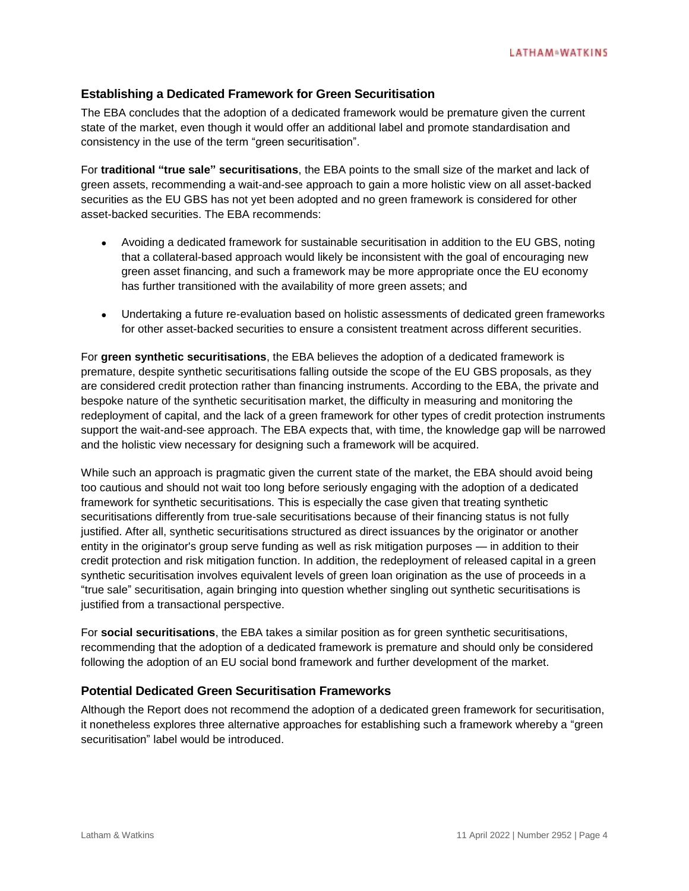## Establishing a Dedicated Framework for Green Securitisation

The EBA concludes that the adoption of a dedicated framework would be premature given the current state of the market, even though it would offer an additional label and promote standardisation and consistency in the use of the term "green securitisation".

For **traditional "true sale" securitisations**, the EBA points to the small size of the market and lack of green assets, recommending a wait-and-see approach to gain a more holistic view on all asset-backed securities as the EU GBS has not yet been adopted and no green framework is considered for other asset-backed securities. The EBA recommends:

- Avoiding a dedicated framework for sustainable securitisation in addition to the EU GBS, noting that a collateral-based approach would likely be inconsistent with the goal of encouraging new green asset financing, and such a framework may be more appropriate once the EU economy has further transitioned with the availability of more green assets; and
- Undertaking a future re-evaluation based on holistic assessments of dedicated green frameworks for other asset-backed securities to ensure a consistent treatment across different securities.

For **green synthetic securitisations**, the EBA believes the adoption of a dedicated framework is premature, despite synthetic securitisations falling outside the scope of the EU GBS proposals, as they are considered credit protection rather than financing instruments. According to the EBA, the private and bespoke nature of the synthetic securitisation market, the difficulty in measuring and monitoring the redeployment of capital, and the lack of a green framework for other types of credit protection instruments support the wait-and-see approach. The EBA expects that, with time, the knowledge gap will be narrowed and the holistic view necessary for designing such a framework will be acquired.

While such an approach is pragmatic given the current state of the market, the EBA should avoid being too cautious and should not wait too long before seriously engaging with the adoption of a dedicated framework for synthetic securitisations. This is especially the case given that treating synthetic securitisations differently from true-sale securitisations because of their financing status is not fully justified. After all, synthetic securitisations structured as direct issuances by the originator or another entity in the originator's group serve funding as well as risk mitigation purposes — in addition to their credit protection and risk mitigation function. In addition, the redeployment of released capital in a green synthetic securitisation involves equivalent levels of green loan origination as the use of proceeds in a "true sale" securitisation, again bringing into question whether singling out synthetic securitisations is justified from a transactional perspective.

For **social securitisations**, the EBA takes a similar position as for green synthetic securitisations, recommending that the adoption of a dedicated framework is premature and should only be considered following the adoption of an EU social bond framework and further development of the market.

## Potential Dedicated Green Securitisation Frameworks

Although the Report does not recommend the adoption of a dedicated green framework for securitisation, it nonetheless explores three alternative approaches for establishing such a framework whereby a "green securitisation" label would be introduced.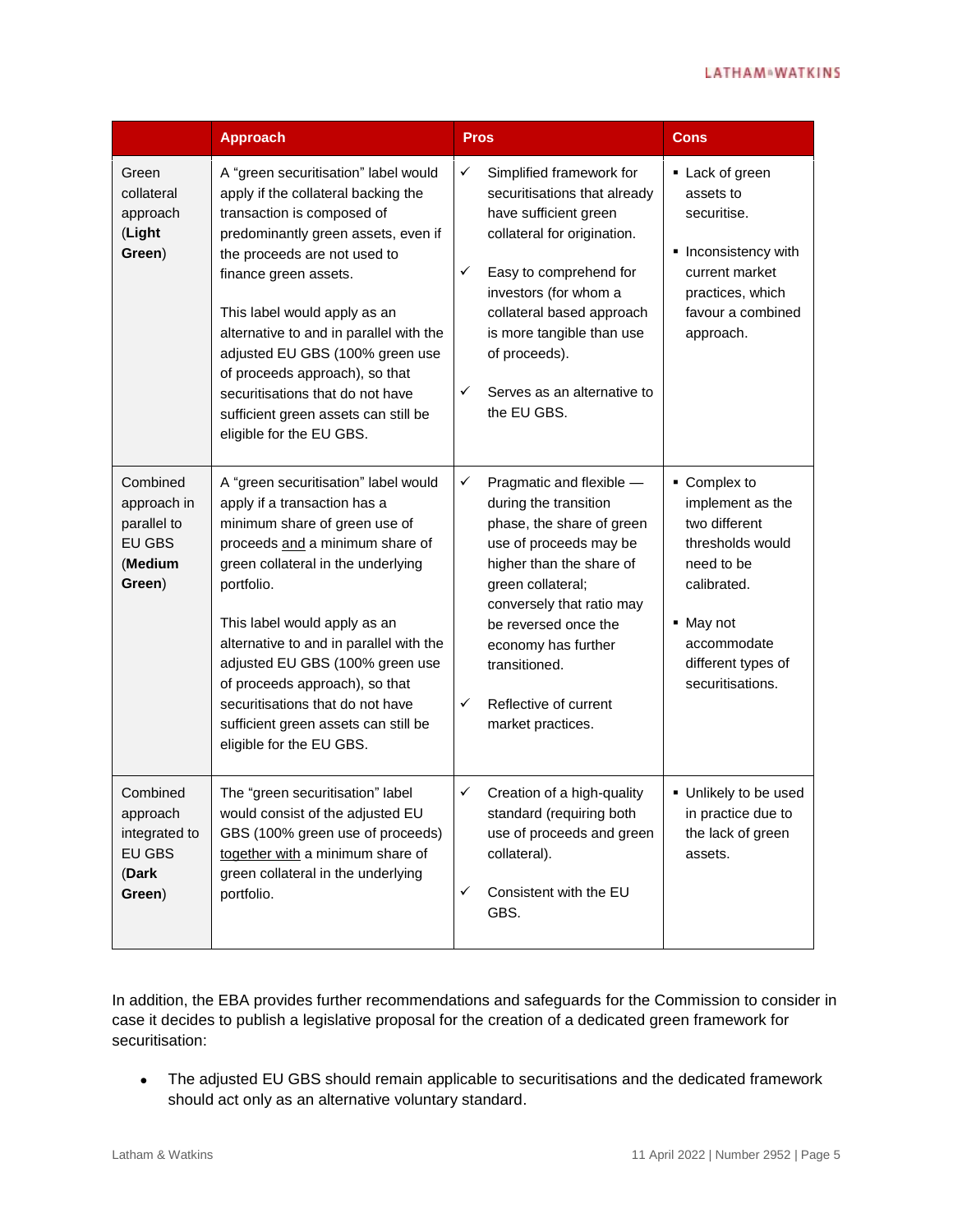| | Approach | Pros | Cons |
|---|---|---|---|
| Green collateral approach (**Light Green**) | A "green securitisation" label would apply if the collateral backing the transaction is composed of predominantly green assets, even if the proceeds are not used to finance green assets.<br><br>This label would apply as an alternative to and in parallel with the adjusted EU GBS (100% green use of proceeds approach), so that securitisations that do not have sufficient green assets can still be eligible for the EU GBS. | ✓ Simplified framework for securitisations that already have sufficient green collateral for origination.<br><br>✓ Easy to comprehend for investors (for whom a collateral based approach is more tangible than use of proceeds).<br><br>✓ Serves as an alternative to the EU GBS. | ▪ Lack of green assets to securitise.<br><br>▪ Inconsistency with current market practices, which favour a combined approach. |
| Combined approach in parallel to EU GBS (**Medium Green**) | A "green securitisation" label would apply if a transaction has a minimum share of green use of proceeds <u>and</u> a minimum share of green collateral in the underlying portfolio.<br><br>This label would apply as an alternative to and in parallel with the adjusted EU GBS (100% green use of proceeds approach), so that securitisations that do not have sufficient green assets can still be eligible for the EU GBS. | ✓ Pragmatic and flexible — during the transition phase, the share of green use of proceeds may be higher than the share of green collateral; conversely that ratio may be reversed once the economy has further transitioned.<br><br>✓ Reflective of current market practices. | ▪ Complex to implement as the two different thresholds would need to be calibrated.<br><br>▪ May not accommodate different types of securitisations. |
| Combined approach integrated to EU GBS (**Dark Green**) | The "green securitisation" label would consist of the adjusted EU GBS (100% green use of proceeds) <u>together with</u> a minimum share of green collateral in the underlying portfolio. | ✓ Creation of a high-quality standard (requiring both use of proceeds and green collateral).<br><br>✓ Consistent with the EU GBS. | ▪ Unlikely to be used in practice due to the lack of green assets. |

In addition, the EBA provides further recommendations and safeguards for the Commission to consider in case it decides to publish a legislative proposal for the creation of a dedicated green framework for securitisation:

- The adjusted EU GBS should remain applicable to securitisations and the dedicated framework should act only as an alternative voluntary standard.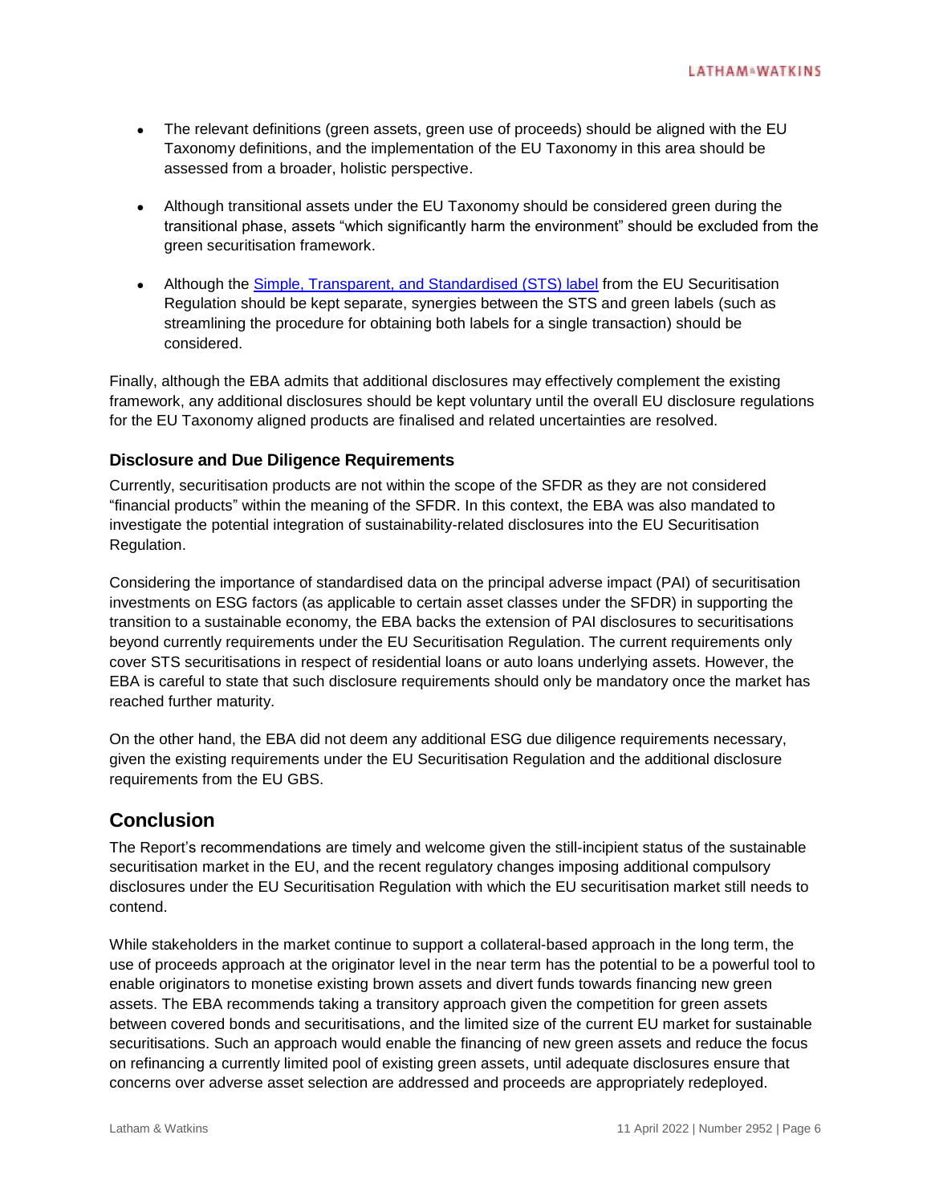- The relevant definitions (green assets, green use of proceeds) should be aligned with the EU Taxonomy definitions, and the implementation of the EU Taxonomy in this area should be assessed from a broader, holistic perspective.
- Although transitional assets under the EU Taxonomy should be considered green during the transitional phase, assets "which significantly harm the environment" should be excluded from the green securitisation framework.
- Although the [Simple, Transparent, and Standardised (STS) label] from the EU Securitisation Regulation should be kept separate, synergies between the STS and green labels (such as streamlining the procedure for obtaining both labels for a single transaction) should be considered.

Finally, although the EBA admits that additional disclosures may effectively complement the existing framework, any additional disclosures should be kept voluntary until the overall EU disclosure regulations for the EU Taxonomy aligned products are finalised and related uncertainties are resolved.

### Disclosure and Due Diligence Requirements

Currently, securitisation products are not within the scope of the SFDR as they are not considered "financial products" within the meaning of the SFDR. In this context, the EBA was also mandated to investigate the potential integration of sustainability-related disclosures into the EU Securitisation Regulation.

Considering the importance of standardised data on the principal adverse impact (PAI) of securitisation investments on ESG factors (as applicable to certain asset classes under the SFDR) in supporting the transition to a sustainable economy, the EBA backs the extension of PAI disclosures to securitisations beyond currently requirements under the EU Securitisation Regulation. The current requirements only cover STS securitisations in respect of residential loans or auto loans underlying assets. However, the EBA is careful to state that such disclosure requirements should only be mandatory once the market has reached further maturity.

On the other hand, the EBA did not deem any additional ESG due diligence requirements necessary, given the existing requirements under the EU Securitisation Regulation and the additional disclosure requirements from the EU GBS.

## Conclusion

The Report's recommendations are timely and welcome given the still-incipient status of the sustainable securitisation market in the EU, and the recent regulatory changes imposing additional compulsory disclosures under the EU Securitisation Regulation with which the EU securitisation market still needs to contend.

While stakeholders in the market continue to support a collateral-based approach in the long term, the use of proceeds approach at the originator level in the near term has the potential to be a powerful tool to enable originators to monetise existing brown assets and divert funds towards financing new green assets. The EBA recommends taking a transitory approach given the competition for green assets between covered bonds and securitisations, and the limited size of the current EU market for sustainable securitisations. Such an approach would enable the financing of new green assets and reduce the focus on refinancing a currently limited pool of existing green assets, until adequate disclosures ensure that concerns over adverse asset selection are addressed and proceeds are appropriately redeployed.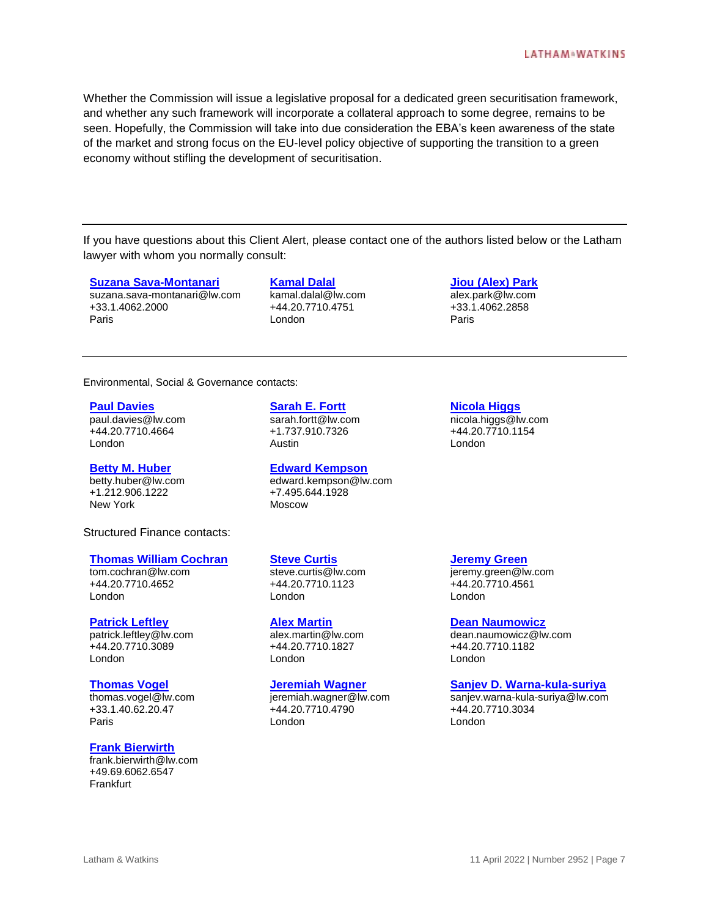Whether the Commission will issue a legislative proposal for a dedicated green securitisation framework, and whether any such framework will incorporate a collateral approach to some degree, remains to be seen. Hopefully, the Commission will take into due consideration the EBA's keen awareness of the state of the market and strong focus on the EU-level policy objective of supporting the transition to a green economy without stifling the development of securitisation.

---

If you have questions about this Client Alert, please contact one of the authors listed below or the Latham lawyer with whom you normally consult:

**Suzana Sava-Montanari**
suzana.sava-montanari@lw.com
+33.1.4062.2000
Paris

**Kamal Dalal**
kamal.dalal@lw.com
+44.20.7710.4751
London

**Jiou (Alex) Park**
alex.park@lw.com
+33.1.4062.2858
Paris

---

Environmental, Social & Governance contacts:

**Paul Davies**
paul.davies@lw.com
+44.20.7710.4664
London

**Sarah E. Fortt**
sarah.fortt@lw.com
+1.737.910.7326
Austin

**Nicola Higgs**
nicola.higgs@lw.com
+44.20.7710.1154
London

**Betty M. Huber**
betty.huber@lw.com
+1.212.906.1222
New York

**Edward Kempson**
edward.kempson@lw.com
+7.495.644.1928
Moscow

Structured Finance contacts:

**Thomas William Cochran**
tom.cochran@lw.com
+44.20.7710.4652
London

**Steve Curtis**
steve.curtis@lw.com
+44.20.7710.1123
London

**Jeremy Green**
jeremy.green@lw.com
+44.20.7710.4561
London

**Patrick Leftley**
patrick.leftley@lw.com
+44.20.7710.3089
London

**Alex Martin**
alex.martin@lw.com
+44.20.7710.1827
London

**Dean Naumowicz**
dean.naumowicz@lw.com
+44.20.7710.1182
London

**Thomas Vogel**
thomas.vogel@lw.com
+33.1.40.62.20.47
Paris

**Jeremiah Wagner**
jeremiah.wagner@lw.com
+44.20.7710.4790
London

**Sanjev D. Warna-kula-suriya**
sanjev.warna-kula-suriya@lw.com
+44.20.7710.3034
London

**Frank Bierwirth**
frank.bierwirth@lw.com
+49.69.6062.6547
Frankfurt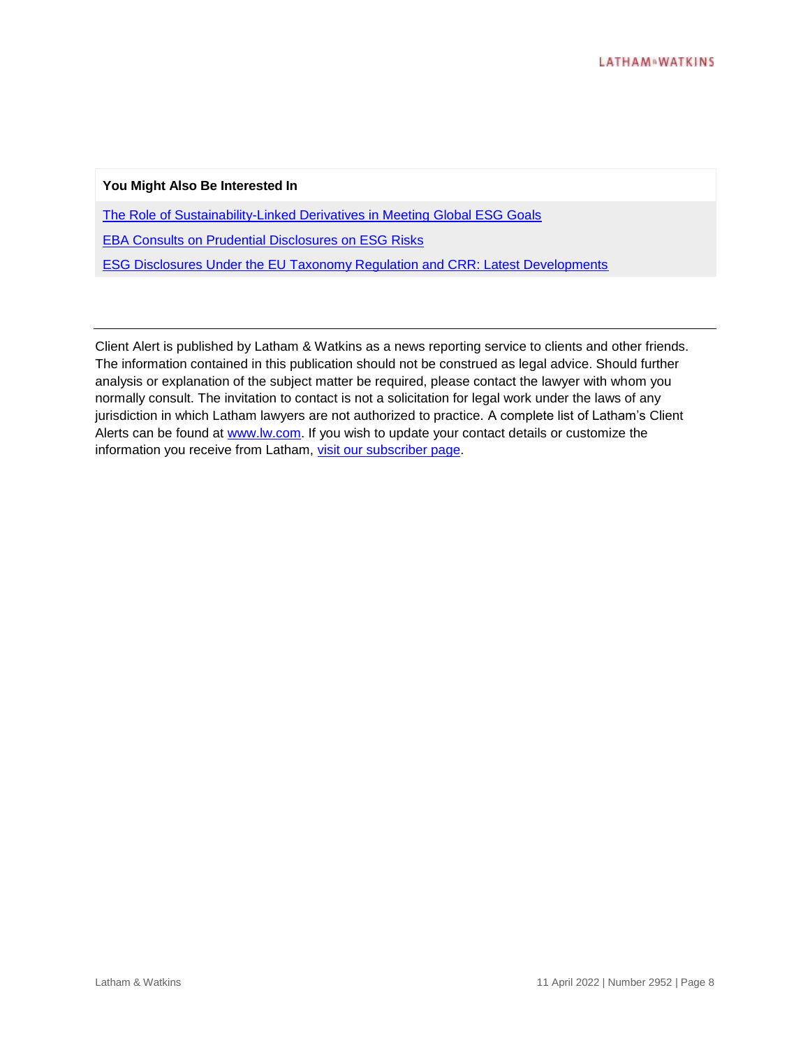**You Might Also Be Interested In**

[The Role of Sustainability-Linked Derivatives in Meeting Global ESG Goals]

[EBA Consults on Prudential Disclosures on ESG Risks]

[ESG Disclosures Under the EU Taxonomy Regulation and CRR: Latest Developments]

---

Client Alert is published by Latham & Watkins as a news reporting service to clients and other friends. The information contained in this publication should not be construed as legal advice. Should further analysis or explanation of the subject matter be required, please contact the lawyer with whom you normally consult. The invitation to contact is not a solicitation for legal work under the laws of any jurisdiction in which Latham lawyers are not authorized to practice. A complete list of Latham's Client Alerts can be found at www.lw.com. If you wish to update your contact details or customize the information you receive from Latham, visit our subscriber page.